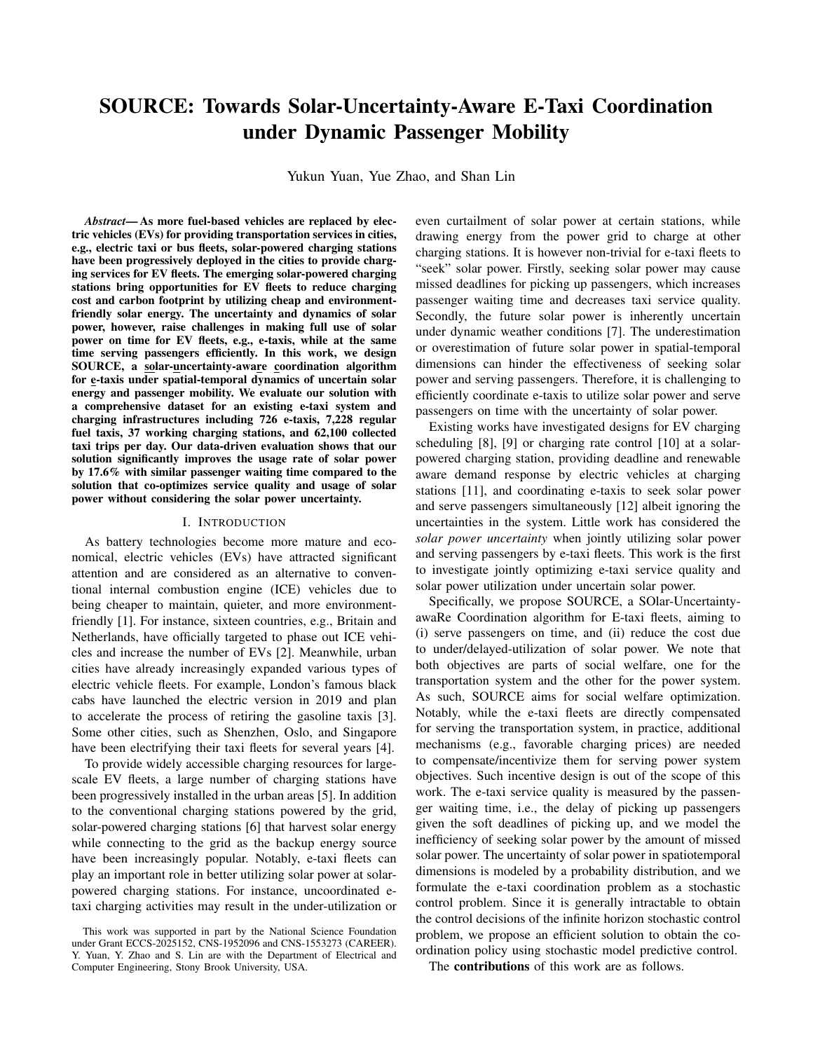# SOURCE: Towards Solar-Uncertainty-Aware E-Taxi Coordination under Dynamic Passenger Mobility

Yukun Yuan, Yue Zhao, and Shan Lin

***Abstract*— As more fuel-based vehicles are replaced by electric vehicles (EVs) for providing transportation services in cities, e.g., electric taxi or bus fleets, solar-powered charging stations have been progressively deployed in the cities to provide charging services for EV fleets. The emerging solar-powered charging stations bring opportunities for EV fleets to reduce charging cost and carbon footprint by utilizing cheap and environment-friendly solar energy. The uncertainty and dynamics of solar power, however, raise challenges in making full use of solar power on time for EV fleets, e.g., e-taxis, while at the same time serving passengers efficiently. In this work, we design SOURCE, a solar-uncertainty-aware coordination algorithm for e-taxis under spatial-temporal dynamics of uncertain solar energy and passenger mobility. We evaluate our solution with a comprehensive dataset for an existing e-taxi system and charging infrastructures including 726 e-taxis, 7,228 regular fuel taxis, 37 working charging stations, and 62,100 collected taxi trips per day. Our data-driven evaluation shows that our solution significantly improves the usage rate of solar power by 17.6% with similar passenger waiting time compared to the solution that co-optimizes service quality and usage of solar power without considering the solar power uncertainty.**

## I. INTRODUCTION

As battery technologies become more mature and economical, electric vehicles (EVs) have attracted significant attention and are considered as an alternative to conventional internal combustion engine (ICE) vehicles due to being cheaper to maintain, quieter, and more environment-friendly [1]. For instance, sixteen countries, e.g., Britain and Netherlands, have officially targeted to phase out ICE vehicles and increase the number of EVs [2]. Meanwhile, urban cities have already increasingly expanded various types of electric vehicle fleets. For example, London's famous black cabs have launched the electric version in 2019 and plan to accelerate the process of retiring the gasoline taxis [3]. Some other cities, such as Shenzhen, Oslo, and Singapore have been electrifying their taxi fleets for several years [4].

To provide widely accessible charging resources for large-scale EV fleets, a large number of charging stations have been progressively installed in the urban areas [5]. In addition to the conventional charging stations powered by the grid, solar-powered charging stations [6] that harvest solar energy while connecting to the grid as the backup energy source have been increasingly popular. Notably, e-taxi fleets can play an important role in better utilizing solar power at solar-powered charging stations. For instance, uncoordinated e-taxi charging activities may result in the under-utilization or even curtailment of solar power at certain stations, while drawing energy from the power grid to charge at other charging stations. It is however non-trivial for e-taxi fleets to "seek" solar power. Firstly, seeking solar power may cause missed deadlines for picking up passengers, which increases passenger waiting time and decreases taxi service quality. Secondly, the future solar power is inherently uncertain under dynamic weather conditions [7]. The underestimation or overestimation of future solar power in spatial-temporal dimensions can hinder the effectiveness of seeking solar power and serving passengers. Therefore, it is challenging to efficiently coordinate e-taxis to utilize solar power and serve passengers on time with the uncertainty of solar power.

Existing works have investigated designs for EV charging scheduling [8], [9] or charging rate control [10] at a solar-powered charging station, providing deadline and renewable aware demand response by electric vehicles at charging stations [11], and coordinating e-taxis to seek solar power and serve passengers simultaneously [12] albeit ignoring the uncertainties in the system. Little work has considered the *solar power uncertainty* when jointly utilizing solar power and serving passengers by e-taxi fleets. This work is the first to investigate jointly optimizing e-taxi service quality and solar power utilization under uncertain solar power.

Specifically, we propose SOURCE, a SOlar-Uncertainty-awaRe Coordination algorithm for E-taxi fleets, aiming to (i) serve passengers on time, and (ii) reduce the cost due to under/delayed-utilization of solar power. We note that both objectives are parts of social welfare, one for the transportation system and the other for the power system. As such, SOURCE aims for social welfare optimization. Notably, while the e-taxi fleets are directly compensated for serving the transportation system, in practice, additional mechanisms (e.g., favorable charging prices) are needed to compensate/incentivize them for serving power system objectives. Such incentive design is out of the scope of this work. The e-taxi service quality is measured by the passenger waiting time, i.e., the delay of picking up passengers given the soft deadlines of picking up, and we model the inefficiency of seeking solar power by the amount of missed solar power. The uncertainty of solar power in spatiotemporal dimensions is modeled by a probability distribution, and we formulate the e-taxi coordination problem as a stochastic control problem. Since it is generally intractable to obtain the control decisions of the infinite horizon stochastic control problem, we propose an efficient solution to obtain the coordination policy using stochastic model predictive control.

The **contributions** of this work are as follows.

This work was supported in part by the National Science Foundation under Grant ECCS-2025152, CNS-1952096 and CNS-1553273 (CAREER). Y. Yuan, Y. Zhao and S. Lin are with the Department of Electrical and Computer Engineering, Stony Brook University, USA.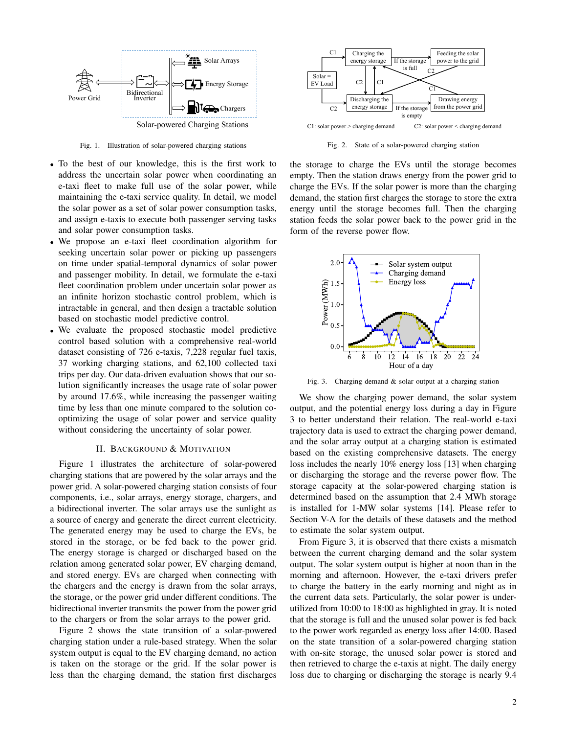Fig. 1. Illustration of solar-powered charging stations

Fig. 2. State of a solar-powered charging station

- To the best of our knowledge, this is the first work to address the uncertain solar power when coordinating an e-taxi fleet to make full use of the solar power, while maintaining the e-taxi service quality. In detail, we model the solar power as a set of solar power consumption tasks, and assign e-taxis to execute both passenger serving tasks and solar power consumption tasks.
- We propose an e-taxi fleet coordination algorithm for seeking uncertain solar power or picking up passengers on time under spatial-temporal dynamics of solar power and passenger mobility. In detail, we formulate the e-taxi fleet coordination problem under uncertain solar power as an infinite horizon stochastic control problem, which is intractable in general, and then design a tractable solution based on stochastic model predictive control.
- We evaluate the proposed stochastic model predictive control based solution with a comprehensive real-world dataset consisting of 726 e-taxis, 7,228 regular fuel taxis, 37 working charging stations, and 62,100 collected taxi trips per day. Our data-driven evaluation shows that our solution significantly increases the usage rate of solar power by around 17.6%, while increasing the passenger waiting time by less than one minute compared to the solution co-optimizing the usage of solar power and service quality without considering the uncertainty of solar power.

## II. Background & Motivation

Figure 1 illustrates the architecture of solar-powered charging stations that are powered by the solar arrays and the power grid. A solar-powered charging station consists of four components, i.e., solar arrays, energy storage, chargers, and a bidirectional inverter. The solar arrays use the sunlight as a source of energy and generate the direct current electricity. The generated energy may be used to charge the EVs, be stored in the storage, or be fed back to the power grid. The energy storage is charged or discharged based on the relation among generated solar power, EV charging demand, and stored energy. EVs are charged when connecting with the chargers and the energy is drawn from the solar arrays, the storage, or the power grid under different conditions. The bidirectional inverter transmits the power from the power grid to the chargers or from the solar arrays to the power grid.

Figure 2 shows the state transition of a solar-powered charging station under a rule-based strategy. When the solar system output is equal to the EV charging demand, no action is taken on the storage or the grid. If the solar power is less than the charging demand, the station first discharges the storage to charge the EVs until the storage becomes empty. Then the station draws energy from the power grid to charge the EVs. If the solar power is more than the charging demand, the station first charges the storage to store the extra energy until the storage becomes full. Then the charging station feeds the solar power back to the power grid in the form of the reverse power flow.

Fig. 3. Charging demand & solar output at a charging station

We show the charging power demand, the solar system output, and the potential energy loss during a day in Figure 3 to better understand their relation. The real-world e-taxi trajectory data is used to extract the charging power demand, and the solar array output at a charging station is estimated based on the existing comprehensive datasets. The energy loss includes the nearly 10% energy loss [13] when charging or discharging the storage and the reverse power flow. The storage capacity at the solar-powered charging station is determined based on the assumption that 2.4 MWh storage is installed for 1-MW solar systems [14]. Please refer to Section V-A for the details of these datasets and the method to estimate the solar system output.

From Figure 3, it is observed that there exists a mismatch between the current charging demand and the solar system output. The solar system output is higher at noon than in the morning and afternoon. However, the e-taxi drivers prefer to charge the battery in the early morning and night as in the current data sets. Particularly, the solar power is under-utilized from 10:00 to 18:00 as highlighted in gray. It is noted that the storage is full and the unused solar power is fed back to the power work regarded as energy loss after 14:00. Based on the state transition of a solar-powered charging station with on-site storage, the unused solar power is stored and then retrieved to charge the e-taxis at night. The daily energy loss due to charging or discharging the storage is nearly 9.4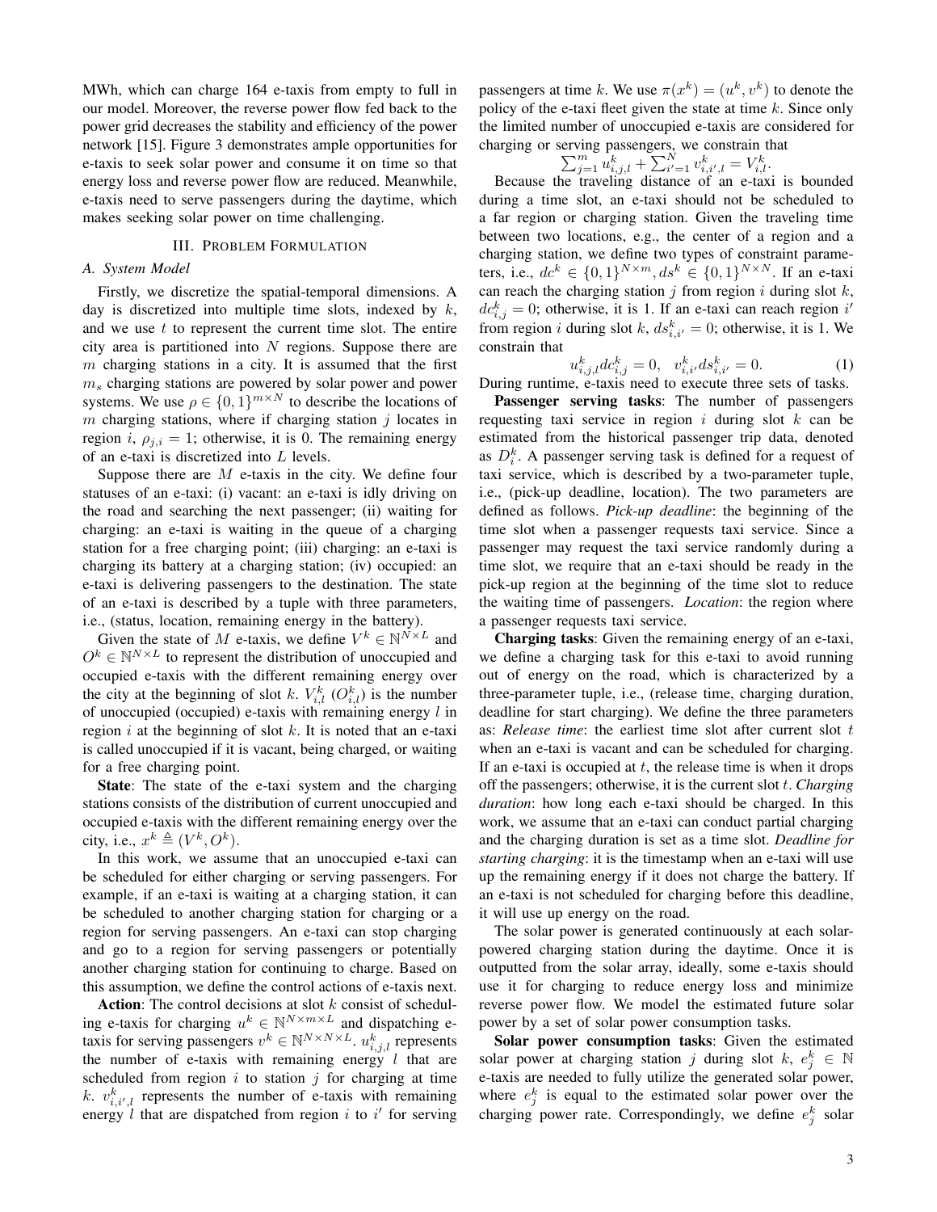MWh, which can charge 164 e-taxis from empty to full in our model. Moreover, the reverse power flow fed back to the power grid decreases the stability and efficiency of the power network [15]. Figure 3 demonstrates ample opportunities for e-taxis to seek solar power and consume it on time so that energy loss and reverse power flow are reduced. Meanwhile, e-taxis need to serve passengers during the daytime, which makes seeking solar power on time challenging.

## III. Problem Formulation

### A. System Model

Firstly, we discretize the spatial-temporal dimensions. A day is discretized into multiple time slots, indexed by $k$, and we use $t$ to represent the current time slot. The entire city area is partitioned into $N$ regions. Suppose there are $m$ charging stations in a city. It is assumed that the first $m_s$ charging stations are powered by solar power and power systems. We use $\rho \in \{0,1\}^{m \times N}$ to describe the locations of $m$ charging stations, where if charging station $j$ locates in region $i$, $\rho_{j,i} = 1$; otherwise, it is 0. The remaining energy of an e-taxi is discretized into $L$ levels.

Suppose there are $M$ e-taxis in the city. We define four statuses of an e-taxi: (i) vacant: an e-taxi is idly driving on the road and searching the next passenger; (ii) waiting for charging: an e-taxi is waiting in the queue of a charging station for a free charging point; (iii) charging: an e-taxi is charging its battery at a charging station; (iv) occupied: an e-taxi is delivering passengers to the destination. The state of an e-taxi is described by a tuple with three parameters, i.e., (status, location, remaining energy in the battery).

Given the state of $M$ e-taxis, we define $V^k \in \mathbb{N}^{N \times L}$ and $O^k \in \mathbb{N}^{N \times L}$ to represent the distribution of unoccupied and occupied e-taxis with the different remaining energy over the city at the beginning of slot $k$. $V^k_{i,l}$ ($O^k_{i,l}$) is the number of unoccupied (occupied) e-taxis with remaining energy $l$ in region $i$ at the beginning of slot $k$. It is noted that an e-taxi is called unoccupied if it is vacant, being charged, or waiting for a free charging point.

**State**: The state of the e-taxi system and the charging stations consists of the distribution of current unoccupied and occupied e-taxis with the different remaining energy over the city, i.e., $x^k \triangleq (V^k, O^k)$.

In this work, we assume that an unoccupied e-taxi can be scheduled for either charging or serving passengers. For example, if an e-taxi is waiting at a charging station, it can be scheduled to another charging station for charging or a region for serving passengers. An e-taxi can stop charging and go to a region for serving passengers or potentially another charging station for continuing to charge. Based on this assumption, we define the control actions of e-taxis next.

**Action**: The control decisions at slot $k$ consist of scheduling e-taxis for charging $u^k \in \mathbb{N}^{N \times m \times L}$ and dispatching e-taxis for serving passengers $v^k \in \mathbb{N}^{N \times N \times L}$. $u^k_{i,j,l}$ represents the number of e-taxis with remaining energy $l$ that are scheduled from region $i$ to station $j$ for charging at time $k$. $v^k_{i,i',l}$ represents the number of e-taxis with remaining energy $l$ that are dispatched from region $i$ to $i'$ for serving passengers at time $k$. We use $\pi(x^k) = (u^k, v^k)$ to denote the policy of the e-taxi fleet given the state at time $k$. Since only the limited number of unoccupied e-taxis are considered for charging or serving passengers, we constrain that

$$\sum_{j=1}^{m} u^k_{i,j,l} + \sum_{i'=1}^{N} v^k_{i,i',l} = V^k_{i,l}.$$

Because the traveling distance of an e-taxi is bounded during a time slot, an e-taxi should not be scheduled to a far region or charging station. Given the traveling time between two locations, e.g., the center of a region and a charging station, we define two types of constraint parameters, i.e., $dc^k \in \{0,1\}^{N \times m}, ds^k \in \{0,1\}^{N \times N}$. If an e-taxi can reach the charging station $j$ from region $i$ during slot $k$, $dc^k_{i,j} = 0$; otherwise, it is 1. If an e-taxi can reach region $i'$ from region $i$ during slot $k$, $ds^k_{i,i'} = 0$; otherwise, it is 1. We constrain that

$$u^k_{i,j,l} dc^k_{i,j} = 0, \quad v^k_{i,i'} ds^k_{i,i'} = 0. \tag{1}$$

During runtime, e-taxis need to execute three sets of tasks.

**Passenger serving tasks**: The number of passengers requesting taxi service in region $i$ during slot $k$ can be estimated from the historical passenger trip data, denoted as $D^k_i$. A passenger serving task is defined for a request of taxi service, which is described by a two-parameter tuple, i.e., (pick-up deadline, location). The two parameters are defined as follows. *Pick-up deadline*: the beginning of the time slot when a passenger requests taxi service. Since a passenger may request the taxi service randomly during a time slot, we require that an e-taxi should be ready in the pick-up region at the beginning of the time slot to reduce the waiting time of passengers. *Location*: the region where a passenger requests taxi service.

**Charging tasks**: Given the remaining energy of an e-taxi, we define a charging task for this e-taxi to avoid running out of energy on the road, which is characterized by a three-parameter tuple, i.e., (release time, charging duration, deadline for start charging). We define the three parameters as: *Release time*: the earliest time slot after current slot $t$ when an e-taxi is vacant and can be scheduled for charging. If an e-taxi is occupied at $t$, the release time is when it drops off the passengers; otherwise, it is the current slot $t$. *Charging duration*: how long each e-taxi should be charged. In this work, we assume that an e-taxi can conduct partial charging and the charging duration is set as a time slot. *Deadline for starting charging*: it is the timestamp when an e-taxi will use up the remaining energy if it does not charge the battery. If an e-taxi is not scheduled for charging before this deadline, it will use up energy on the road.

The solar power is generated continuously at each solar-powered charging station during the daytime. Once it is outputted from the solar array, ideally, some e-taxis should use it for charging to reduce energy loss and minimize reverse power flow. We model the estimated future solar power by a set of solar power consumption tasks.

**Solar power consumption tasks**: Given the estimated solar power at charging station $j$ during slot $k$, $e^k_j \in \mathbb{N}$ e-taxis are needed to fully utilize the generated solar power, where $e^k_j$ is equal to the estimated solar power over the charging power rate. Correspondingly, we define $e^k_j$ solar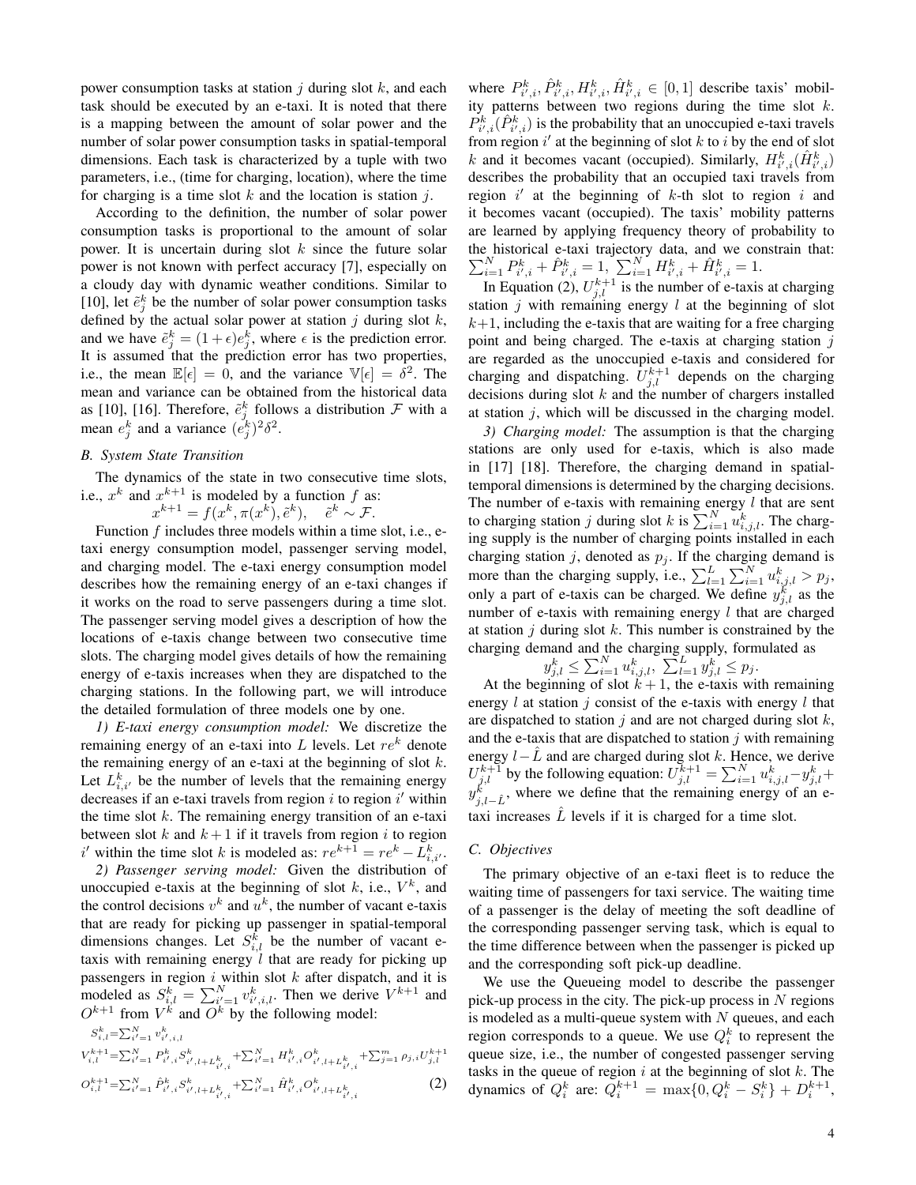power consumption tasks at station $j$ during slot $k$, and each task should be executed by an e-taxi. It is noted that there is a mapping between the amount of solar power and the number of solar power consumption tasks in spatial-temporal dimensions. Each task is characterized by a tuple with two parameters, i.e., (time for charging, location), where the time for charging is a time slot $k$ and the location is station $j$.

According to the definition, the number of solar power consumption tasks is proportional to the amount of solar power. It is uncertain during slot $k$ since the future solar power is not known with perfect accuracy [7], especially on a cloudy day with dynamic weather conditions. Similar to [10], let $\tilde{e}_j^k$ be the number of solar power consumption tasks defined by the actual solar power at station $j$ during slot $k$, and we have $\tilde{e}_j^k = (1+\epsilon)e_j^k$, where $\epsilon$ is the prediction error. It is assumed that the prediction error has two properties, i.e., the mean $\mathbb{E}[\epsilon] = 0$, and the variance $\mathbb{V}[\epsilon] = \delta^2$. The mean and variance can be obtained from the historical data as [10], [16]. Therefore, $\tilde{e}_j^k$ follows a distribution $\mathcal{F}$ with a mean $e_j^k$ and a variance $(e_j^k)^2\delta^2$.

### B. System State Transition

The dynamics of the state in two consecutive time slots, i.e., $x^k$ and $x^{k+1}$ is modeled by a function $f$ as:

$$x^{k+1} = f(x^k, \pi(x^k), \tilde{e}^k), \quad \tilde{e}^k \sim \mathcal{F}.$$

Function $f$ includes three models within a time slot, i.e., e-taxi energy consumption model, passenger serving model, and charging model. The e-taxi energy consumption model describes how the remaining energy of an e-taxi changes if it works on the road to serve passengers during a time slot. The passenger serving model gives a description of how the locations of e-taxis change between two consecutive time slots. The charging model gives details of how the remaining energy of e-taxis increases when they are dispatched to the charging stations. In the following part, we will introduce the detailed formulation of three models one by one.

*1) E-taxi energy consumption model:* We discretize the remaining energy of an e-taxi into $L$ levels. Let $re^k$ denote the remaining energy of an e-taxi at the beginning of slot $k$. Let $L_{i,i'}^k$ be the number of levels that the remaining energy decreases if an e-taxi travels from region $i$ to region $i'$ within the time slot $k$. The remaining energy transition of an e-taxi between slot $k$ and $k+1$ if it travels from region $i$ to region $i'$ within the time slot $k$ is modeled as: $re^{k+1} = re^k - L_{i,i'}^k$.

*2) Passenger serving model:* Given the distribution of unoccupied e-taxis at the beginning of slot $k$, i.e., $V^k$, and the control decisions $v^k$ and $u^k$, the number of vacant e-taxis that are ready for picking up passenger in spatial-temporal dimensions changes. Let $S_{i,l}^k$ be the number of vacant e-taxis with remaining energy $l$ that are ready for picking up passengers in region $i$ within slot $k$ after dispatch, and it is modeled as $S_{i,l}^k = \sum_{i'=1}^N v_{i',i,l}^k$. Then we derive $V^{k+1}$ and $O^{k+1}$ from $V^k$ and $O^k$ by the following model:

$$\begin{aligned}
S_{i,l}^k &= \textstyle\sum_{i'=1}^N v_{i',i,l}^k \\
V_{i,l}^{k+1} &= \textstyle\sum_{i'=1}^N P_{i',i}^k S_{i',l+L_{i',i}^k}^k + \sum_{i'=1}^N H_{i',i}^k O_{i',l+L_{i',i}^k}^k + \sum_{j=1}^m \rho_{j,i} U_{j,l}^{k+1} \\
O_{i,l}^{k+1} &= \textstyle\sum_{i'=1}^N \hat{P}_{i',i}^k S_{i',l+L_{i',i}^k}^k + \sum_{i'=1}^N \hat{H}_{i',i}^k O_{i',l+L_{i',i}^k}^k
\end{aligned} \tag{2}$$

where $P_{i',i}^k, \hat{P}_{i',i}^k, H_{i',i}^k, \hat{H}_{i',i}^k \in [0,1]$ describe taxis' mobility patterns between two regions during the time slot $k$. $P_{i',i}^k(\hat{P}_{i',i}^k)$ is the probability that an unoccupied e-taxi travels from region $i'$ at the beginning of slot $k$ to $i$ by the end of slot $k$ and it becomes vacant (occupied). Similarly, $H_{i',i}^k(\hat{H}_{i',i}^k)$ describes the probability that an occupied taxi travels from region $i'$ at the beginning of $k$-th slot to region $i$ and it becomes vacant (occupied). The taxis' mobility patterns are learned by applying frequency theory of probability to the historical e-taxi trajectory data, and we constrain that: $\sum_{i=1}^N P_{i',i}^k + \hat{P}_{i',i}^k = 1$, $\sum_{i=1}^N H_{i',i}^k + \hat{H}_{i',i}^k = 1$.

In Equation (2), $U_{j,l}^{k+1}$ is the number of e-taxis at charging station $j$ with remaining energy $l$ at the beginning of slot $k+1$, including the e-taxis that are waiting for a free charging point and being charged. The e-taxis at charging station $j$ are regarded as the unoccupied e-taxis and considered for charging and dispatching. $U_{j,l}^{k+1}$ depends on the charging decisions during slot $k$ and the number of chargers installed at station $j$, which will be discussed in the charging model.

*3) Charging model:* The assumption is that the charging stations are only used for e-taxis, which is also made in [17] [18]. Therefore, the charging demand in spatial-temporal dimensions is determined by the charging decisions. The number of e-taxis with remaining energy $l$ that are sent to charging station $j$ during slot $k$ is $\sum_{i=1}^N u_{i,j,l}^k$. The charging supply is the number of charging points installed in each charging station $j$, denoted as $p_j$. If the charging demand is more than the charging supply, i.e., $\sum_{l=1}^L \sum_{i=1}^N u_{i,j,l}^k > p_j$, only a part of e-taxis can be charged. We define $y_{j,l}^k$ as the number of e-taxis with remaining energy $l$ that are charged at station $j$ during slot $k$. This number is constrained by the charging demand and the charging supply, formulated as

$$y_{j,l}^k \leq \textstyle\sum_{i=1}^N u_{i,j,l}^k, \ \sum_{l=1}^L y_{j,l}^k \leq p_j.$$

At the beginning of slot $k+1$, the e-taxis with remaining energy $l$ at station $j$ consist of the e-taxis with energy $l$ that are dispatched to station $j$ and are not charged during slot $k$, and the e-taxis that are dispatched to station $j$ with remaining energy $l-\hat{L}$ and are charged during slot $k$. Hence, we derive $U_{j,l}^{k+1}$ by the following equation: $U_{j,l}^{k+1} = \sum_{i=1}^N u_{i,j,l}^k - y_{j,l}^k + y_{j,l-\hat{L}}^k$, where we define that the remaining energy of an e-taxi increases $\hat{L}$ levels if it is charged for a time slot.

### C. Objectives

The primary objective of an e-taxi fleet is to reduce the waiting time of passengers for taxi service. The waiting time of a passenger is the delay of meeting the soft deadline of the corresponding passenger serving task, which is equal to the time difference between when the passenger is picked up and the corresponding soft pick-up deadline.

We use the Queueing model to describe the passenger pick-up process in the city. The pick-up process in $N$ regions is modeled as a multi-queue system with $N$ queues, and each region corresponds to a queue. We use $Q_i^k$ to represent the queue size, i.e., the number of congested passenger serving tasks in the queue of region $i$ at the beginning of slot $k$. The dynamics of $Q_i^k$ are: $Q_i^{k+1} = \max\{0, Q_i^k - S_i^k\} + D_i^{k+1}$,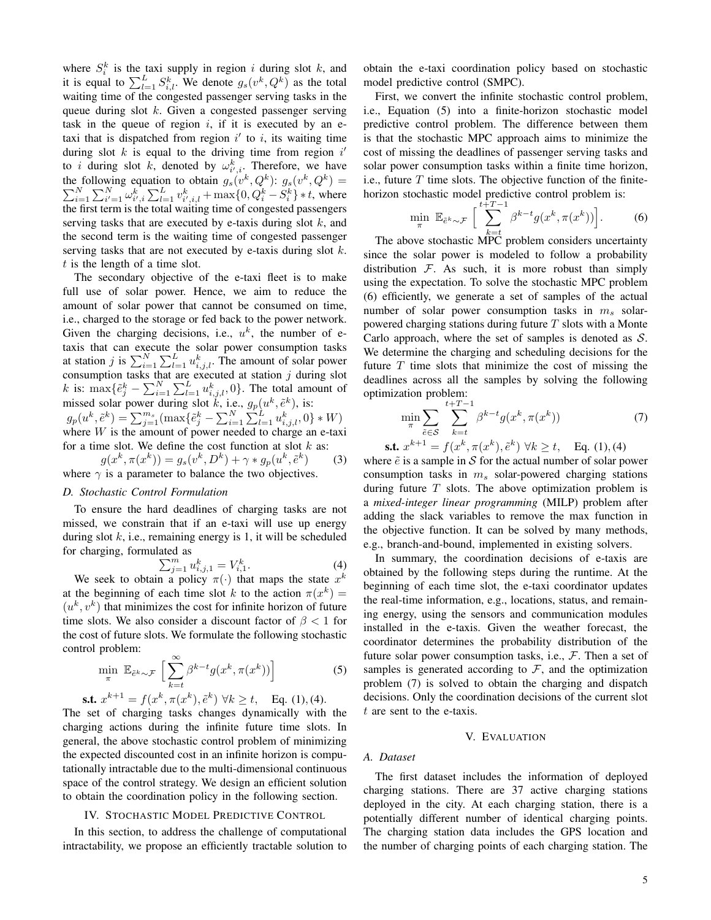where $S_i^k$ is the taxi supply in region $i$ during slot $k$, and it is equal to $\sum_{l=1}^{L} S_{i,l}^k$. We denote $g_s(v^k, Q^k)$ as the total waiting time of the congested passenger serving tasks in the queue during slot $k$. Given a congested passenger serving task in the queue of region $i$, if it is executed by an e-taxi that is dispatched from region $i'$ to $i$, its waiting time during slot $k$ is equal to the driving time from region $i'$ to $i$ during slot $k$, denoted by $\omega_{i',i}^k$. Therefore, we have the following equation to obtain $g_s(v^k, Q^k)$: $g_s(v^k, Q^k) = \sum_{i=1}^{N}\sum_{i'=1}^{N} \omega_{i',i}^k \sum_{l=1}^{L} v_{i',i,l}^k + \max\{0, Q_i^k - S_i^k\} * t$, where the first term is the total waiting time of congested passengers serving tasks that are executed by e-taxis during slot $k$, and the second term is the waiting time of congested passenger serving tasks that are not executed by e-taxis during slot $k$. $t$ is the length of a time slot.

The secondary objective of the e-taxi fleet is to make full use of solar power. Hence, we aim to reduce the amount of solar power that cannot be consumed on time, i.e., charged to the storage or fed back to the power network. Given the charging decisions, i.e., $u^k$, the number of e-taxis that can execute the solar power consumption tasks at station $j$ is $\sum_{i=1}^{N}\sum_{l=1}^{L} u_{i,j,l}^k$. The amount of solar power consumption tasks that are executed at station $j$ during slot $k$ is: $\max\{\tilde{e}_j^k - \sum_{i=1}^{N}\sum_{l=1}^{L} u_{i,j,l}^k, 0\}$. The total amount of missed solar power during slot $k$, i.e., $g_p(u^k, \tilde{e}^k)$, is:

$$g_p(u^k, \tilde{e}^k) = \sum_{j=1}^{m_s}(\max\{\tilde{e}_j^k - \sum_{i=1}^{N}\sum_{l=1}^{L} u_{i,j,l}^k, 0\} * W)$$

where $W$ is the amount of power needed to charge an e-taxi for a time slot. We define the cost function at slot $k$ as:

$$g(x^k, \pi(x^k)) = g_s(v^k, D^k) + \gamma * g_p(u^k, \tilde{e}^k) \tag{3}$$

where $\gamma$ is a parameter to balance the two objectives.

### D. Stochastic Control Formulation

To ensure the hard deadlines of charging tasks are not missed, we constrain that if an e-taxi will use up energy during slot $k$, i.e., remaining energy is 1, it will be scheduled for charging, formulated as

$$\sum_{j=1}^{m} u_{i,j,1}^k = V_{i,1}^k. \tag{4}$$

We seek to obtain a policy $\pi(\cdot)$ that maps the state $x^k$ at the beginning of each time slot $k$ to the action $\pi(x^k) = (u^k, v^k)$ that minimizes the cost for infinite horizon of future time slots. We also consider a discount factor of $\beta < 1$ for the cost of future slots. We formulate the following stochastic control problem:

$$\min_{\pi} \ \mathbb{E}_{\tilde{e}^k \sim \mathcal{F}} \Big[ \sum_{k=t}^{\infty} \beta^{k-t} g(x^k, \pi(x^k)) \Big] \tag{5}$$

$$\textbf{s.t. } x^{k+1} = f(x^k, \pi(x^k), \tilde{e}^k) \ \forall k \geq t, \quad \text{Eq. (1), (4).}$$

The set of charging tasks changes dynamically with the charging actions during the infinite future time slots. In general, the above stochastic control problem of minimizing the expected discounted cost in an infinite horizon is computationally intractable due to the multi-dimensional continuous space of the control strategy. We design an efficient solution to obtain the coordination policy in the following section.

## IV. Stochastic Model Predictive Control

In this section, to address the challenge of computational intractability, we propose an efficiently tractable solution to obtain the e-taxi coordination policy based on stochastic model predictive control (SMPC).

First, we convert the infinite stochastic control problem, i.e., Equation (5) into a finite-horizon stochastic model predictive control problem. The difference between them is that the stochastic MPC approach aims to minimize the cost of missing the deadlines of passenger serving tasks and solar power consumption tasks within a finite time horizon, i.e., future $T$ time slots. The objective function of the finite-horizon stochastic model predictive control problem is:

$$\min_{\pi} \ \mathbb{E}_{\tilde{e}^k \sim \mathcal{F}} \Big[ \sum_{k=t}^{t+T-1} \beta^{k-t} g(x^k, \pi(x^k)) \Big]. \tag{6}$$

The above stochastic MPC problem considers uncertainty since the solar power is modeled to follow a probability distribution $\mathcal{F}$. As such, it is more robust than simply using the expectation. To solve the stochastic MPC problem (6) efficiently, we generate a set of samples of the actual number of solar power consumption tasks in $m_s$ solar-powered charging stations during future $T$ slots with a Monte Carlo approach, where the set of samples is denoted as $\mathcal{S}$. We determine the charging and scheduling decisions for the future $T$ time slots that minimize the cost of missing the deadlines across all the samples by solving the following optimization problem:

$$\min_{\pi} \sum_{\tilde{e} \in \mathcal{S}} \sum_{k=t}^{t+T-1} \beta^{k-t} g(x^k, \pi(x^k)) \tag{7}$$

$$\textbf{s.t. } x^{k+1} = f(x^k, \pi(x^k), \tilde{e}^k) \ \forall k \geq t, \quad \text{Eq. (1), (4)}$$

where $\tilde{e}$ is a sample in $\mathcal{S}$ for the actual number of solar power consumption tasks in $m_s$ solar-powered charging stations during future $T$ slots. The above optimization problem is a *mixed-integer linear programming* (MILP) problem after adding the slack variables to remove the max function in the objective function. It can be solved by many methods, e.g., branch-and-bound, implemented in existing solvers.

In summary, the coordination decisions of e-taxis are obtained by the following steps during the runtime. At the beginning of each time slot, the e-taxi coordinator updates the real-time information, e.g., locations, status, and remaining energy, using the sensors and communication modules installed in the e-taxis. Given the weather forecast, the coordinator determines the probability distribution of the future solar power consumption tasks, i.e., $\mathcal{F}$. Then a set of samples is generated according to $\mathcal{F}$, and the optimization problem (7) is solved to obtain the charging and dispatch decisions. Only the coordination decisions of the current slot $t$ are sent to the e-taxis.

## V. Evaluation

### A. Dataset

The first dataset includes the information of deployed charging stations. There are 37 active charging stations deployed in the city. At each charging station, there is a potentially different number of identical charging points. The charging station data includes the GPS location and the number of charging points of each charging station. The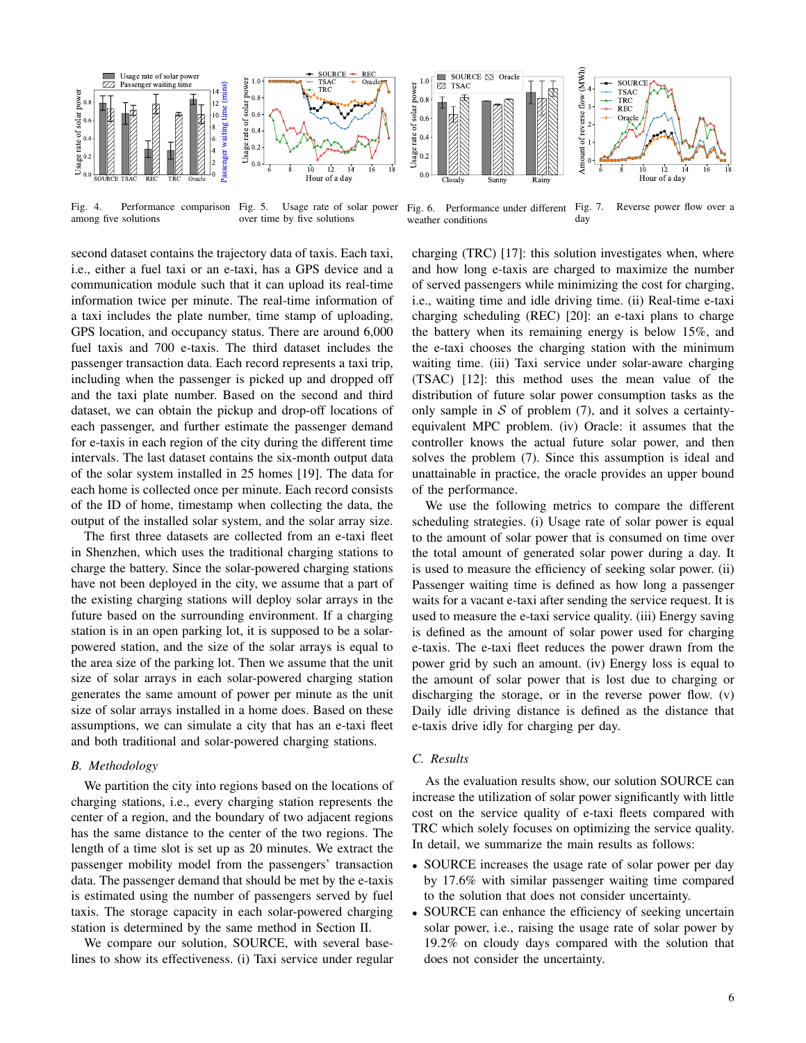Fig. 4. Performance comparison among five solutions

Fig. 5. Usage rate of solar power over time by five solutions

Fig. 6. Performance under different weather conditions

Fig. 7. Reverse power flow over a day

second dataset contains the trajectory data of taxis. Each taxi, i.e., either a fuel taxi or an e-taxi, has a GPS device and a communication module such that it can upload its real-time information twice per minute. The real-time information of a taxi includes the plate number, time stamp of uploading, GPS location, and occupancy status. There are around 6,000 fuel taxis and 700 e-taxis. The third dataset includes the passenger transaction data. Each record represents a taxi trip, including when the passenger is picked up and dropped off and the taxi plate number. Based on the second and third dataset, we can obtain the pickup and drop-off locations of each passenger, and further estimate the passenger demand for e-taxis in each region of the city during the different time intervals. The last dataset contains the six-month output data of the solar system installed in 25 homes [19]. The data for each home is collected once per minute. Each record consists of the ID of home, timestamp when collecting the data, the output of the installed solar system, and the solar array size.

The first three datasets are collected from an e-taxi fleet in Shenzhen, which uses the traditional charging stations to charge the battery. Since the solar-powered charging stations have not been deployed in the city, we assume that a part of the existing charging stations will deploy solar arrays in the future based on the surrounding environment. If a charging station is in an open parking lot, it is supposed to be a solar-powered station, and the size of the solar arrays is equal to the area size of the parking lot. Then we assume that the unit size of solar arrays in each solar-powered charging station generates the same amount of power per minute as the unit size of solar arrays installed in a home does. Based on these assumptions, we can simulate a city that has an e-taxi fleet and both traditional and solar-powered charging stations.

### B. Methodology

We partition the city into regions based on the locations of charging stations, i.e., every charging station represents the center of a region, and the boundary of two adjacent regions has the same distance to the center of the two regions. The length of a time slot is set up as 20 minutes. We extract the passenger mobility model from the passengers' transaction data. The passenger demand that should be met by the e-taxis is estimated using the number of passengers served by fuel taxis. The storage capacity in each solar-powered charging station is determined by the same method in Section II.

We compare our solution, SOURCE, with several baselines to show its effectiveness. (i) Taxi service under regular charging (TRC) [17]: this solution investigates when, where and how long e-taxis are charged to maximize the number of served passengers while minimizing the cost for charging, i.e., waiting time and idle driving time. (ii) Real-time e-taxi charging scheduling (REC) [20]: an e-taxi plans to charge the battery when its remaining energy is below 15%, and the e-taxi chooses the charging station with the minimum waiting time. (iii) Taxi service under solar-aware charging (TSAC) [12]: this method uses the mean value of the distribution of future solar power consumption tasks as the only sample in $\mathcal{S}$ of problem (7), and it solves a certainty-equivalent MPC problem. (iv) Oracle: it assumes that the controller knows the actual future solar power, and then solves the problem (7). Since this assumption is ideal and unattainable in practice, the oracle provides an upper bound of the performance.

We use the following metrics to compare the different scheduling strategies. (i) Usage rate of solar power is equal to the amount of solar power that is consumed on time over the total amount of generated solar power during a day. It is used to measure the efficiency of seeking solar power. (ii) Passenger waiting time is defined as how long a passenger waits for a vacant e-taxi after sending the service request. It is used to measure the e-taxi service quality. (iii) Energy saving is defined as the amount of solar power used for charging e-taxis. The e-taxi fleet reduces the power drawn from the power grid by such an amount. (iv) Energy loss is equal to the amount of solar power that is lost due to charging or discharging the storage, or in the reverse power flow. (v) Daily idle driving distance is defined as the distance that e-taxis drive idly for charging per day.

### C. Results

As the evaluation results show, our solution SOURCE can increase the utilization of solar power significantly with little cost on the service quality of e-taxi fleets compared with TRC which solely focuses on optimizing the service quality. In detail, we summarize the main results as follows:

- SOURCE increases the usage rate of solar power per day by 17.6% with similar passenger waiting time compared to the solution that does not consider uncertainty.
- SOURCE can enhance the efficiency of seeking uncertain solar power, i.e., raising the usage rate of solar power by 19.2% on cloudy days compared with the solution that does not consider the uncertainty.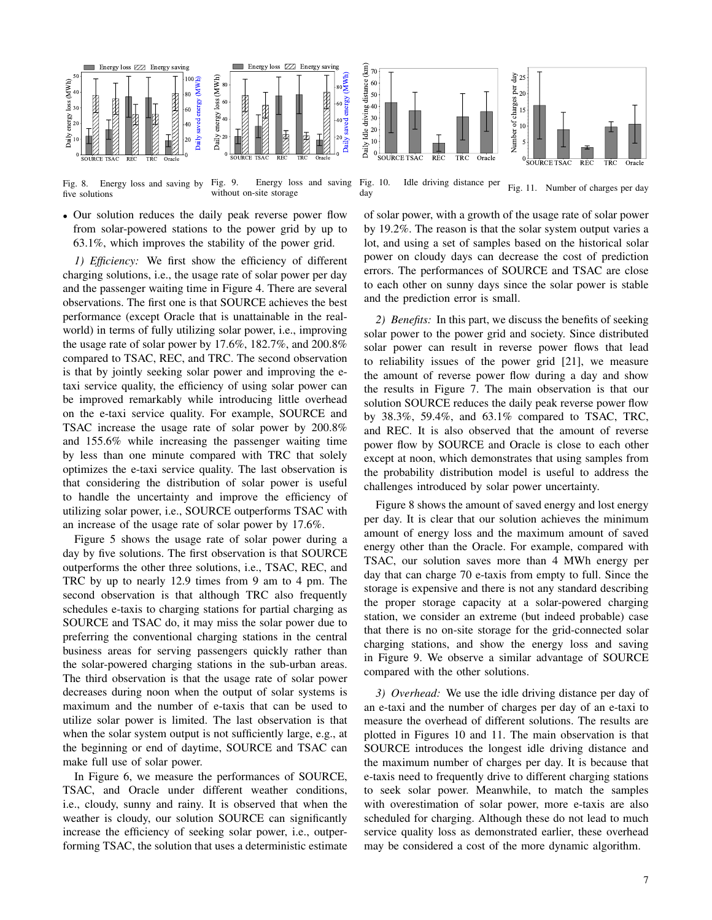Fig. 8. Energy loss and saving by five solutions

Fig. 9. Energy loss and saving without on-site storage

Fig. 10. Idle driving distance per day

Fig. 11. Number of charges per day

- Our solution reduces the daily peak reverse power flow from solar-powered stations to the power grid by up to 63.1%, which improves the stability of the power grid.

*1) Efficiency:* We first show the efficiency of different charging solutions, i.e., the usage rate of solar power per day and the passenger waiting time in Figure 4. There are several observations. The first one is that SOURCE achieves the best performance (except Oracle that is unattainable in the real-world) in terms of fully utilizing solar power, i.e., improving the usage rate of solar power by 17.6%, 182.7%, and 200.8% compared to TSAC, REC, and TRC. The second observation is that by jointly seeking solar power and improving the e-taxi service quality, the efficiency of using solar power can be improved remarkably while introducing little overhead on the e-taxi service quality. For example, SOURCE and TSAC increase the usage rate of solar power by 200.8% and 155.6% while increasing the passenger waiting time by less than one minute compared with TRC that solely optimizes the e-taxi service quality. The last observation is that considering the distribution of solar power is useful to handle the uncertainty and improve the efficiency of utilizing solar power, i.e., SOURCE outperforms TSAC with an increase of the usage rate of solar power by 17.6%.

Figure 5 shows the usage rate of solar power during a day by five solutions. The first observation is that SOURCE outperforms the other three solutions, i.e., TSAC, REC, and TRC by up to nearly 12.9 times from 9 am to 4 pm. The second observation is that although TRC also frequently schedules e-taxis to charging stations for partial charging as SOURCE and TSAC do, it may miss the solar power due to preferring the conventional charging stations in the central business areas for serving passengers quickly rather than the solar-powered charging stations in the sub-urban areas. The third observation is that the usage rate of solar power decreases during noon when the output of solar systems is maximum and the number of e-taxis that can be used to utilize solar power is limited. The last observation is that when the solar system output is not sufficiently large, e.g., at the beginning or end of daytime, SOURCE and TSAC can make full use of solar power.

In Figure 6, we measure the performances of SOURCE, TSAC, and Oracle under different weather conditions, i.e., cloudy, sunny and rainy. It is observed that when the weather is cloudy, our solution SOURCE can significantly increase the efficiency of seeking solar power, i.e., outperforming TSAC, the solution that uses a deterministic estimate of solar power, with a growth of the usage rate of solar power by 19.2%. The reason is that the solar system output varies a lot, and using a set of samples based on the historical solar power on cloudy days can decrease the cost of prediction errors. The performances of SOURCE and TSAC are close to each other on sunny days since the solar power is stable and the prediction error is small.

*2) Benefits:* In this part, we discuss the benefits of seeking solar power to the power grid and society. Since distributed solar power can result in reverse power flows that lead to reliability issues of the power grid [21], we measure the amount of reverse power flow during a day and show the results in Figure 7. The main observation is that our solution SOURCE reduces the daily peak reverse power flow by 38.3%, 59.4%, and 63.1% compared to TSAC, TRC, and REC. It is also observed that the amount of reverse power flow by SOURCE and Oracle is close to each other except at noon, which demonstrates that using samples from the probability distribution model is useful to address the challenges introduced by solar power uncertainty.

Figure 8 shows the amount of saved energy and lost energy per day. It is clear that our solution achieves the minimum amount of energy loss and the maximum amount of saved energy other than the Oracle. For example, compared with TSAC, our solution saves more than 4 MWh energy per day that can charge 70 e-taxis from empty to full. Since the storage is expensive and there is not any standard describing the proper storage capacity at a solar-powered charging station, we consider an extreme (but indeed probable) case that there is no on-site storage for the grid-connected solar charging stations, and show the energy loss and saving in Figure 9. We observe a similar advantage of SOURCE compared with the other solutions.

*3) Overhead:* We use the idle driving distance per day of an e-taxi and the number of charges per day of an e-taxi to measure the overhead of different solutions. The results are plotted in Figures 10 and 11. The main observation is that SOURCE introduces the longest idle driving distance and the maximum number of charges per day. It is because that e-taxis need to frequently drive to different charging stations to seek solar power. Meanwhile, to match the samples with overestimation of solar power, more e-taxis are also scheduled for charging. Although these do not lead to much service quality loss as demonstrated earlier, these overhead may be considered a cost of the more dynamic algorithm.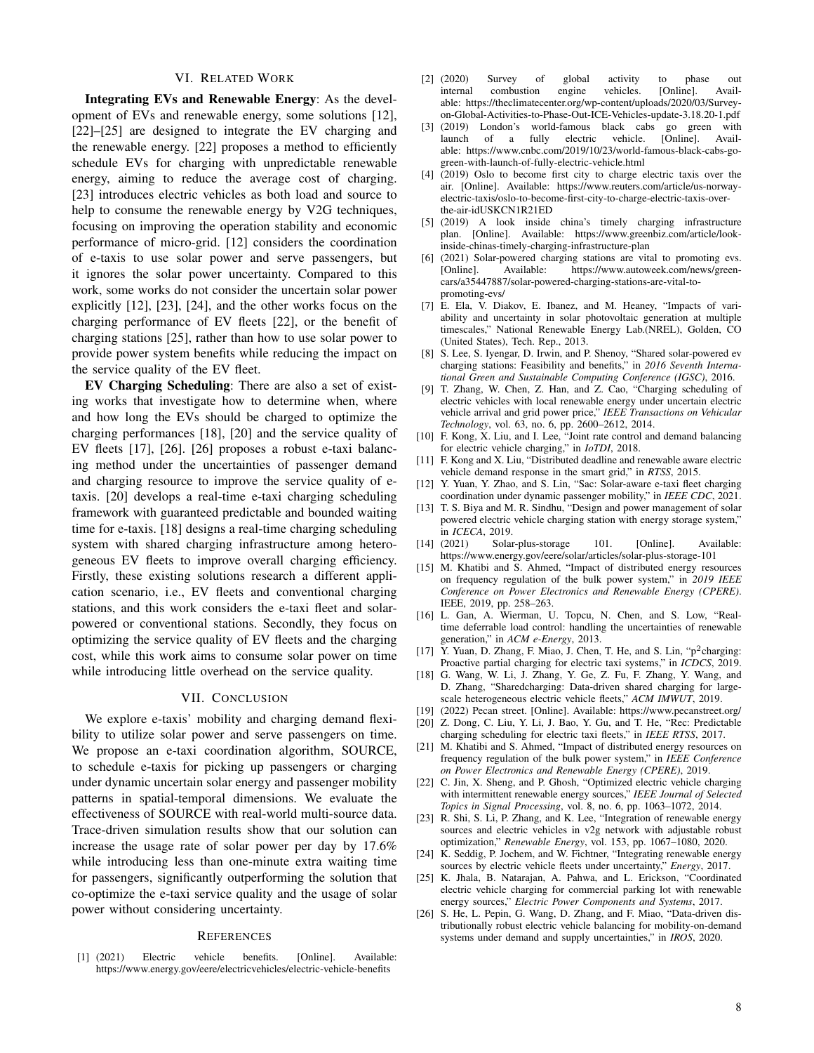## VI. Related Work

**Integrating EVs and Renewable Energy**: As the development of EVs and renewable energy, some solutions [12], [22]–[25] are designed to integrate the EV charging and the renewable energy. [22] proposes a method to efficiently schedule EVs for charging with unpredictable renewable energy, aiming to reduce the average cost of charging. [23] introduces electric vehicles as both load and source to help to consume the renewable energy by V2G techniques, focusing on improving the operation stability and economic performance of micro-grid. [12] considers the coordination of e-taxis to use solar power and serve passengers, but it ignores the solar power uncertainty. Compared to this work, some works do not consider the uncertain solar power explicitly [12], [23], [24], and the other works focus on the charging performance of EV fleets [22], or the benefit of charging stations [25], rather than how to use solar power to provide power system benefits while reducing the impact on the service quality of the EV fleet.

**EV Charging Scheduling**: There are also a set of existing works that investigate how to determine when, where and how long the EVs should be charged to optimize the charging performances [18], [20] and the service quality of EV fleets [17], [26]. [26] proposes a robust e-taxi balancing method under the uncertainties of passenger demand and charging resource to improve the service quality of e-taxis. [20] develops a real-time e-taxi charging scheduling framework with guaranteed predictable and bounded waiting time for e-taxis. [18] designs a real-time charging scheduling system with shared charging infrastructure among heterogeneous EV fleets to improve overall charging efficiency. Firstly, these existing solutions research a different application scenario, i.e., EV fleets and conventional charging stations, and this work considers the e-taxi fleet and solar-powered or conventional stations. Secondly, they focus on optimizing the service quality of EV fleets and the charging cost, while this work aims to consume solar power on time while introducing little overhead on the service quality.

## VII. Conclusion

We explore e-taxis' mobility and charging demand flexibility to utilize solar power and serve passengers on time. We propose an e-taxi coordination algorithm, SOURCE, to schedule e-taxis for picking up passengers or charging under dynamic uncertain solar energy and passenger mobility patterns in spatial-temporal dimensions. We evaluate the effectiveness of SOURCE with real-world multi-source data. Trace-driven simulation results show that our solution can increase the usage rate of solar power per day by 17.6% while introducing less than one-minute extra waiting time for passengers, significantly outperforming the solution that co-optimize the e-taxi service quality and the usage of solar power without considering uncertainty.

## References

[1] (2021) Electric vehicle benefits. [Online]. Available: https://www.energy.gov/eere/electricvehicles/electric-vehicle-benefits

[2] (2020) Survey of global activity to phase out internal combustion engine vehicles. [Online]. Available: https://theclimatecenter.org/wp-content/uploads/2020/03/Survey-on-Global-Activities-to-Phase-Out-ICE-Vehicles-update-3.18.20-1.pdf

[3] (2019) London's world-famous black cabs go green with launch of a fully electric vehicle. [Online]. Available: https://www.cnbc.com/2019/10/23/world-famous-black-cabs-go-green-with-launch-of-fully-electric-vehicle.html

[4] (2019) Oslo to become first city to charge electric taxis over the air. [Online]. Available: https://www.reuters.com/article/us-norway-electric-taxis/oslo-to-become-first-city-to-charge-electric-taxis-over-the-air-idUSKCN1R21ED

[5] (2019) A look inside china's timely charging infrastructure plan. [Online]. Available: https://www.greenbiz.com/article/look-inside-chinas-timely-charging-infrastructure-plan

[6] (2021) Solar-powered charging stations are vital to promoting evs. [Online]. Available: https://www.autoweek.com/news/green-cars/a35447887/solar-powered-charging-stations-are-vital-to-promoting-evs/

[7] E. Ela, V. Diakov, E. Ibanez, and M. Heaney, "Impacts of variability and uncertainty in solar photovoltaic generation at multiple timescales," National Renewable Energy Lab.(NREL), Golden, CO (United States), Tech. Rep., 2013.

[8] S. Lee, S. Iyengar, D. Irwin, and P. Shenoy, "Shared solar-powered ev charging stations: Feasibility and benefits," in *2016 Seventh International Green and Sustainable Computing Conference (IGSC)*, 2016.

[9] T. Zhang, W. Chen, Z. Han, and Z. Cao, "Charging scheduling of electric vehicles with local renewable energy under uncertain electric vehicle arrival and grid power price," *IEEE Transactions on Vehicular Technology*, vol. 63, no. 6, pp. 2600–2612, 2014.

[10] F. Kong, X. Liu, and I. Lee, "Joint rate control and demand balancing for electric vehicle charging," in *IoTDI*, 2018.

[11] F. Kong and X. Liu, "Distributed deadline and renewable aware electric vehicle demand response in the smart grid," in *RTSS*, 2015.

[12] Y. Yuan, Y. Zhao, and S. Lin, "Sac: Solar-aware e-taxi fleet charging coordination under dynamic passenger mobility," in *IEEE CDC*, 2021.

[13] T. S. Biya and M. R. Sindhu, "Design and power management of solar powered electric vehicle charging station with energy storage system," in *ICECA*, 2019.

[14] (2021) Solar-plus-storage 101. [Online]. Available: https://www.energy.gov/eere/solar/articles/solar-plus-storage-101

[15] M. Khatibi and S. Ahmed, "Impact of distributed energy resources on frequency regulation of the bulk power system," in *2019 IEEE Conference on Power Electronics and Renewable Energy (CPERE)*. IEEE, 2019, pp. 258–263.

[16] L. Gan, A. Wierman, U. Topcu, N. Chen, and S. Low, "Real-time deferrable load control: handling the uncertainties of renewable generation," in *ACM e-Energy*, 2013.

[17] Y. Yuan, D. Zhang, F. Miao, J. Chen, T. He, and S. Lin, "p$^2$charging: Proactive partial charging for electric taxi systems," in *ICDCS*, 2019.

[18] G. Wang, W. Li, J. Zhang, Y. Ge, Z. Fu, F. Zhang, Y. Wang, and D. Zhang, "Sharedcharging: Data-driven shared charging for large-scale heterogeneous electric vehicle fleets," *ACM IMWUT*, 2019.

[19] (2022) Pecan street. [Online]. Available: https://www.pecanstreet.org/

[20] Z. Dong, C. Liu, Y. Li, J. Bao, Y. Gu, and T. He, "Rec: Predictable charging scheduling for electric taxi fleets," in *IEEE RTSS*, 2017.

[21] M. Khatibi and S. Ahmed, "Impact of distributed energy resources on frequency regulation of the bulk power system," in *IEEE Conference on Power Electronics and Renewable Energy (CPERE)*, 2019.

[22] C. Jin, X. Sheng, and P. Ghosh, "Optimized electric vehicle charging with intermittent renewable energy sources," *IEEE Journal of Selected Topics in Signal Processing*, vol. 8, no. 6, pp. 1063–1072, 2014.

[23] R. Shi, S. Li, P. Zhang, and K. Lee, "Integration of renewable energy sources and electric vehicles in v2g network with adjustable robust optimization," *Renewable Energy*, vol. 153, pp. 1067–1080, 2020.

[24] K. Seddig, P. Jochem, and W. Fichtner, "Integrating renewable energy sources by electric vehicle fleets under uncertainty," *Energy*, 2017.

[25] K. Jhala, B. Natarajan, A. Pahwa, and L. Erickson, "Coordinated electric vehicle charging for commercial parking lot with renewable energy sources," *Electric Power Components and Systems*, 2017.

[26] S. He, L. Pepin, G. Wang, D. Zhang, and F. Miao, "Data-driven distributionally robust electric vehicle balancing for mobility-on-demand systems under demand and supply uncertainties," in *IROS*, 2020.